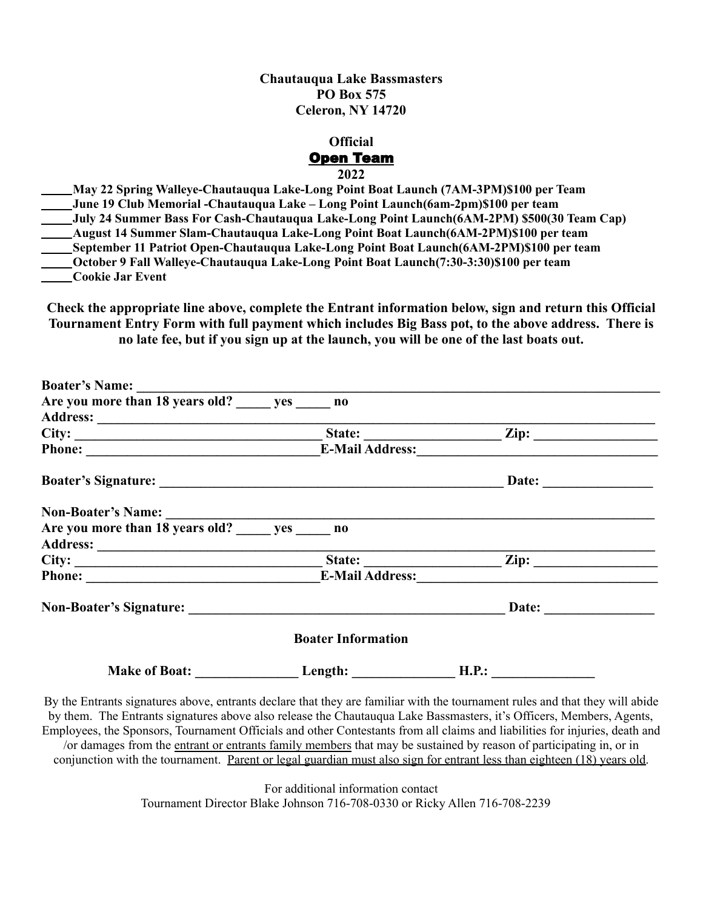**Chautauqua Lake Bassmasters**
**PO Box 575**
**Celeron, NY 14720**

**Official**
**Open Team**
**2022**

_____**May 22 Spring Walleye-Chautauqua Lake-Long Point Boat Launch (7AM-3PM)$100 per Team**
_____**June 19 Club Memorial -Chautauqua Lake – Long Point Launch(6am-2pm)$100 per team**
_____**July 24 Summer Bass For Cash-Chautauqua Lake-Long Point Launch(6AM-2PM) $500(30 Team Cap)**
_____**August 14 Summer Slam-Chautauqua Lake-Long Point Boat Launch(6AM-2PM)$100 per team**
_____**September 11 Patriot Open-Chautauqua Lake-Long Point Boat Launch(6AM-2PM)$100 per team**
_____**October 9 Fall Walleye-Chautauqua Lake-Long Point Boat Launch(7:30-3:30)$100 per team**
_____**Cookie Jar Event**

**Check the appropriate line above, complete the Entrant information below, sign and return this Official Tournament Entry Form with full payment which includes Big Bass pot, to the above address. There is no late fee, but if you sign up at the launch, you will be one of the last boats out.**

**Boater's Name:** ______________________________________________
**Are you more than 18 years old?** _____ **yes** _____ **no**
**Address:** ______________________________________________
**City:** ____________________ **State:** ____________ **Zip:** ____________
**Phone:** ____________________ **E-Mail Address:** ____________________

**Boater's Signature:** ______________________________ **Date:** ____________

**Non-Boater's Name:** ______________________________________________
**Are you more than 18 years old?** _____ **yes** _____ **no**
**Address:** ______________________________________________
**City:** ____________________ **State:** ____________ **Zip:** ____________
**Phone:** ____________________ **E-Mail Address:** ____________________

**Non-Boater's Signature:** ______________________________ **Date:** ____________

**Boater Information**

**Make of Boat:** ____________ **Length:** ____________ **H.P.:** ____________

By the Entrants signatures above, entrants declare that they are familiar with the tournament rules and that they will abide by them. The Entrants signatures above also release the Chautauqua Lake Bassmasters, it's Officers, Members, Agents, Employees, the Sponsors, Tournament Officials and other Contestants from all claims and liabilities for injuries, death and /or damages from the entrant or entrants family members that may be sustained by reason of participating in, or in conjunction with the tournament. Parent or legal guardian must also sign for entrant less than eighteen (18) years old.

For additional information contact
Tournament Director Blake Johnson 716-708-0330 or Ricky Allen 716-708-2239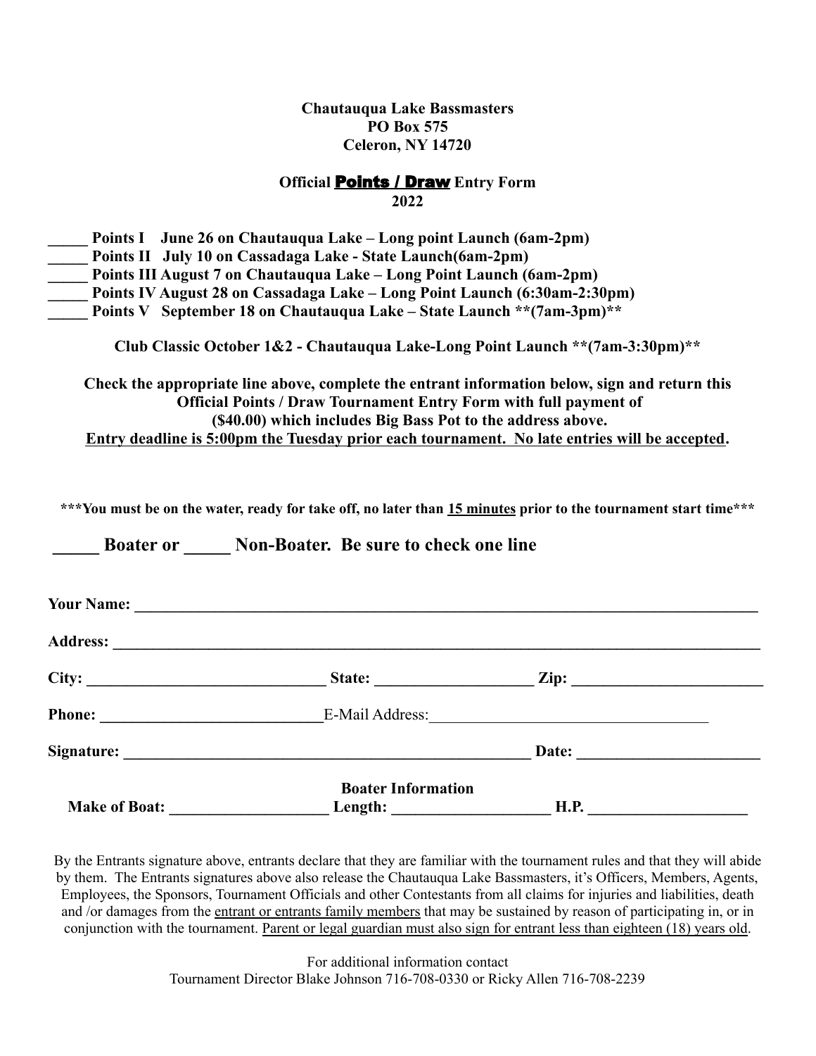**Chautauqua Lake Bassmasters**
**PO Box 575**
**Celeron, NY 14720**

**Official Points / Draw Entry Form**
**2022**

**_____ Points I June 26 on Chautauqua Lake – Long point Launch (6am-2pm)**
**_____ Points II July 10 on Cassadaga Lake - State Launch(6am-2pm)**
**_____ Points III August 7 on Chautauqua Lake – Long Point Launch (6am-2pm)**
**_____ Points IV August 28 on Cassadaga Lake – Long Point Launch (6:30am-2:30pm)**
**_____ Points V September 18 on Chautauqua Lake – State Launch **(7am-3pm)****

**Club Classic October 1&2 - Chautauqua Lake-Long Point Launch **(7am-3:30pm)****

**Check the appropriate line above, complete the entrant information below, sign and return this Official Points / Draw Tournament Entry Form with full payment of ($40.00) which includes Big Bass Pot to the address above.**
**Entry deadline is 5:00pm the Tuesday prior each tournament. No late entries will be accepted.**

*****You must be on the water, ready for take off, no later than 15 minutes prior to the tournament start time*****

**_____ Boater or _____ Non-Boater. Be sure to check one line**

**Your Name:** ____________________________________________

**Address:** ____________________________________________

**City:** ____________________ **State:** ____________________ **Zip:** ____________________

**Phone:** ____________________ E-Mail Address: ____________________

**Signature:** ____________________________________________ **Date:** ____________________

**Boater Information**

**Make of Boat:** ____________________ **Length:** ____________________ **H.P.** ____________________

By the Entrants signature above, entrants declare that they are familiar with the tournament rules and that they will abide by them. The Entrants signatures above also release the Chautauqua Lake Bassmasters, it's Officers, Members, Agents, Employees, the Sponsors, Tournament Officials and other Contestants from all claims for injuries and liabilities, death and /or damages from the entrant or entrants family members that may be sustained by reason of participating in, or in conjunction with the tournament. Parent or legal guardian must also sign for entrant less than eighteen (18) years old.

For additional information contact
Tournament Director Blake Johnson 716-708-0330 or Ricky Allen 716-708-2239